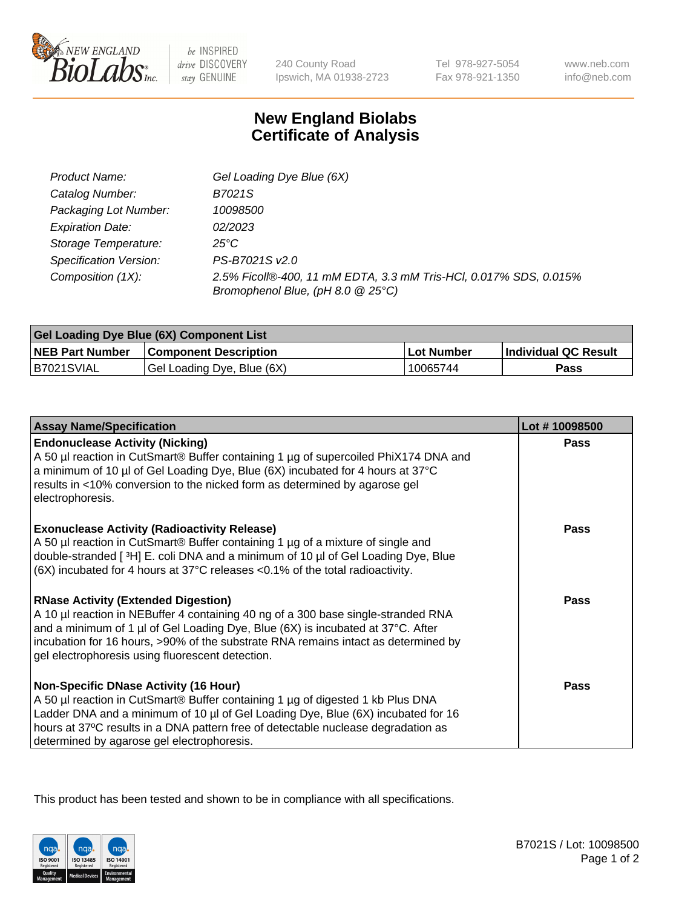# New England Biolabs Certificate of Analysis

| | |
|---|---|
| *Product Name:* | *Gel Loading Dye Blue (6X)* |
| *Catalog Number:* | *B7021S* |
| *Packaging Lot Number:* | *10098500* |
| *Expiration Date:* | *02/2023* |
| *Storage Temperature:* | *25°C* |
| *Specification Version:* | *PS-B7021S v2.0* |
| *Composition (1X):* | *2.5% Ficoll®-400, 11 mM EDTA, 3.3 mM Tris-HCl, 0.017% SDS, 0.015% Bromophenol Blue, (pH 8.0 @ 25°C)* |

| Gel Loading Dye Blue (6X) Component List | | | |
|---|---|---|---|
| **NEB Part Number** | **Component Description** | **Lot Number** | **Individual QC Result** |
| B7021SVIAL | Gel Loading Dye, Blue (6X) | 10065744 | **Pass** |

| Assay Name/Specification | Lot # 10098500 |
|---|---|
| **Endonuclease Activity (Nicking)**<br>A 50 µl reaction in CutSmart® Buffer containing 1 µg of supercoiled PhiX174 DNA and a minimum of 10 µl of Gel Loading Dye, Blue (6X) incubated for 4 hours at 37°C results in <10% conversion to the nicked form as determined by agarose gel electrophoresis. | **Pass** |
| **Exonuclease Activity (Radioactivity Release)**<br>A 50 µl reaction in CutSmart® Buffer containing 1 µg of a mixture of single and double-stranded [ $^{3}$H] E. coli DNA and a minimum of 10 µl of Gel Loading Dye, Blue (6X) incubated for 4 hours at 37°C releases <0.1% of the total radioactivity. | **Pass** |
| **RNase Activity (Extended Digestion)**<br>A 10 µl reaction in NEBuffer 4 containing 40 ng of a 300 base single-stranded RNA and a minimum of 1 µl of Gel Loading Dye, Blue (6X) is incubated at 37°C. After incubation for 16 hours, >90% of the substrate RNA remains intact as determined by gel electrophoresis using fluorescent detection. | **Pass** |
| **Non-Specific DNase Activity (16 Hour)**<br>A 50 µl reaction in CutSmart® Buffer containing 1 µg of digested 1 kb Plus DNA Ladder DNA and a minimum of 10 µl of Gel Loading Dye, Blue (6X) incubated for 16 hours at 37ºC results in a DNA pattern free of detectable nuclease degradation as determined by agarose gel electrophoresis. | **Pass** |

This product has been tested and shown to be in compliance with all specifications.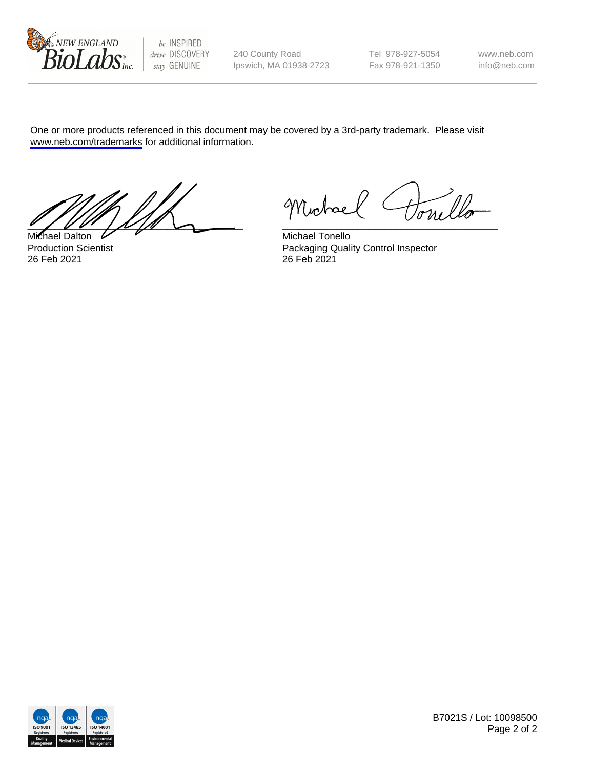One or more products referenced in this document may be covered by a 3rd-party trademark. Please visit www.neb.com/trademarks for additional information.

Michael Dalton
Production Scientist
26 Feb 2021

Michael Tonello
Packaging Quality Control Inspector
26 Feb 2021

B7021S / Lot: 10098500